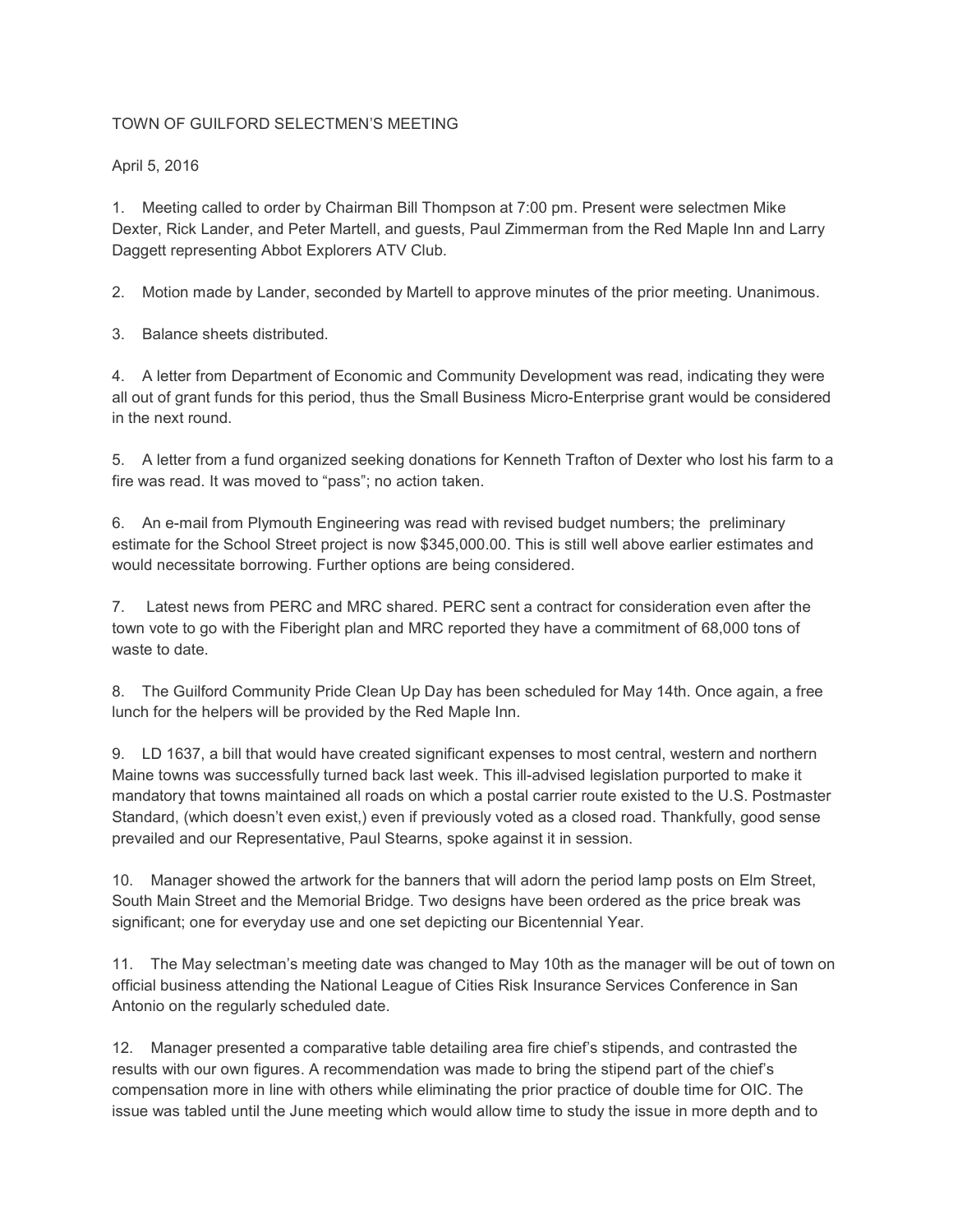TOWN OF GUILFORD SELECTMEN'S MEETING

April 5, 2016

1. Meeting called to order by Chairman Bill Thompson at 7:00 pm. Present were selectmen Mike Dexter, Rick Lander, and Peter Martell, and guests, Paul Zimmerman from the Red Maple Inn and Larry Daggett representing Abbot Explorers ATV Club.

2. Motion made by Lander, seconded by Martell to approve minutes of the prior meeting. Unanimous.

3. Balance sheets distributed.

4. A letter from Department of Economic and Community Development was read, indicating they were all out of grant funds for this period, thus the Small Business Micro-Enterprise grant would be considered in the next round.

5. A letter from a fund organized seeking donations for Kenneth Trafton of Dexter who lost his farm to a fire was read. It was moved to "pass"; no action taken.

6. An e-mail from Plymouth Engineering was read with revised budget numbers; the preliminary estimate for the School Street project is now $345,000.00. This is still well above earlier estimates and would necessitate borrowing. Further options are being considered.

7. Latest news from PERC and MRC shared. PERC sent a contract for consideration even after the town vote to go with the Fiberight plan and MRC reported they have a commitment of 68,000 tons of waste to date.

8. The Guilford Community Pride Clean Up Day has been scheduled for May 14th. Once again, a free lunch for the helpers will be provided by the Red Maple Inn.

9. LD 1637, a bill that would have created significant expenses to most central, western and northern Maine towns was successfully turned back last week. This ill-advised legislation purported to make it mandatory that towns maintained all roads on which a postal carrier route existed to the U.S. Postmaster Standard, (which doesn't even exist,) even if previously voted as a closed road. Thankfully, good sense prevailed and our Representative, Paul Stearns, spoke against it in session.

10. Manager showed the artwork for the banners that will adorn the period lamp posts on Elm Street, South Main Street and the Memorial Bridge. Two designs have been ordered as the price break was significant; one for everyday use and one set depicting our Bicentennial Year.

11. The May selectman's meeting date was changed to May 10th as the manager will be out of town on official business attending the National League of Cities Risk Insurance Services Conference in San Antonio on the regularly scheduled date.

12. Manager presented a comparative table detailing area fire chief's stipends, and contrasted the results with our own figures. A recommendation was made to bring the stipend part of the chief's compensation more in line with others while eliminating the prior practice of double time for OIC. The issue was tabled until the June meeting which would allow time to study the issue in more depth and to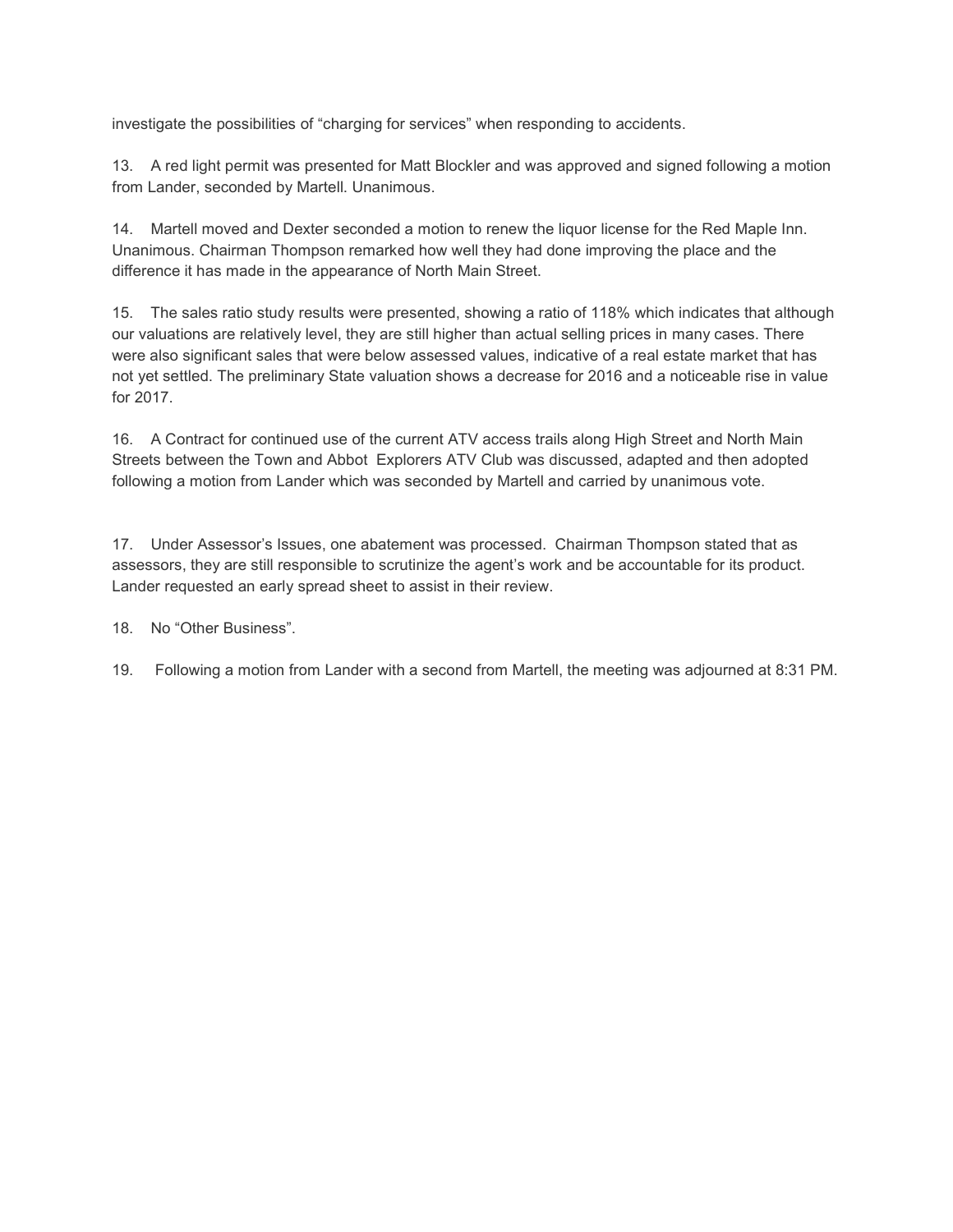investigate the possibilities of "charging for services" when responding to accidents.

13. A red light permit was presented for Matt Blockler and was approved and signed following a motion from Lander, seconded by Martell. Unanimous.

14. Martell moved and Dexter seconded a motion to renew the liquor license for the Red Maple Inn. Unanimous. Chairman Thompson remarked how well they had done improving the place and the difference it has made in the appearance of North Main Street.

15. The sales ratio study results were presented, showing a ratio of 118% which indicates that although our valuations are relatively level, they are still higher than actual selling prices in many cases. There were also significant sales that were below assessed values, indicative of a real estate market that has not yet settled. The preliminary State valuation shows a decrease for 2016 and a noticeable rise in value for 2017.

16. A Contract for continued use of the current ATV access trails along High Street and North Main Streets between the Town and Abbot Explorers ATV Club was discussed, adapted and then adopted following a motion from Lander which was seconded by Martell and carried by unanimous vote.

17. Under Assessor's Issues, one abatement was processed. Chairman Thompson stated that as assessors, they are still responsible to scrutinize the agent's work and be accountable for its product. Lander requested an early spread sheet to assist in their review.

18. No "Other Business".

19. Following a motion from Lander with a second from Martell, the meeting was adjourned at 8:31 PM.